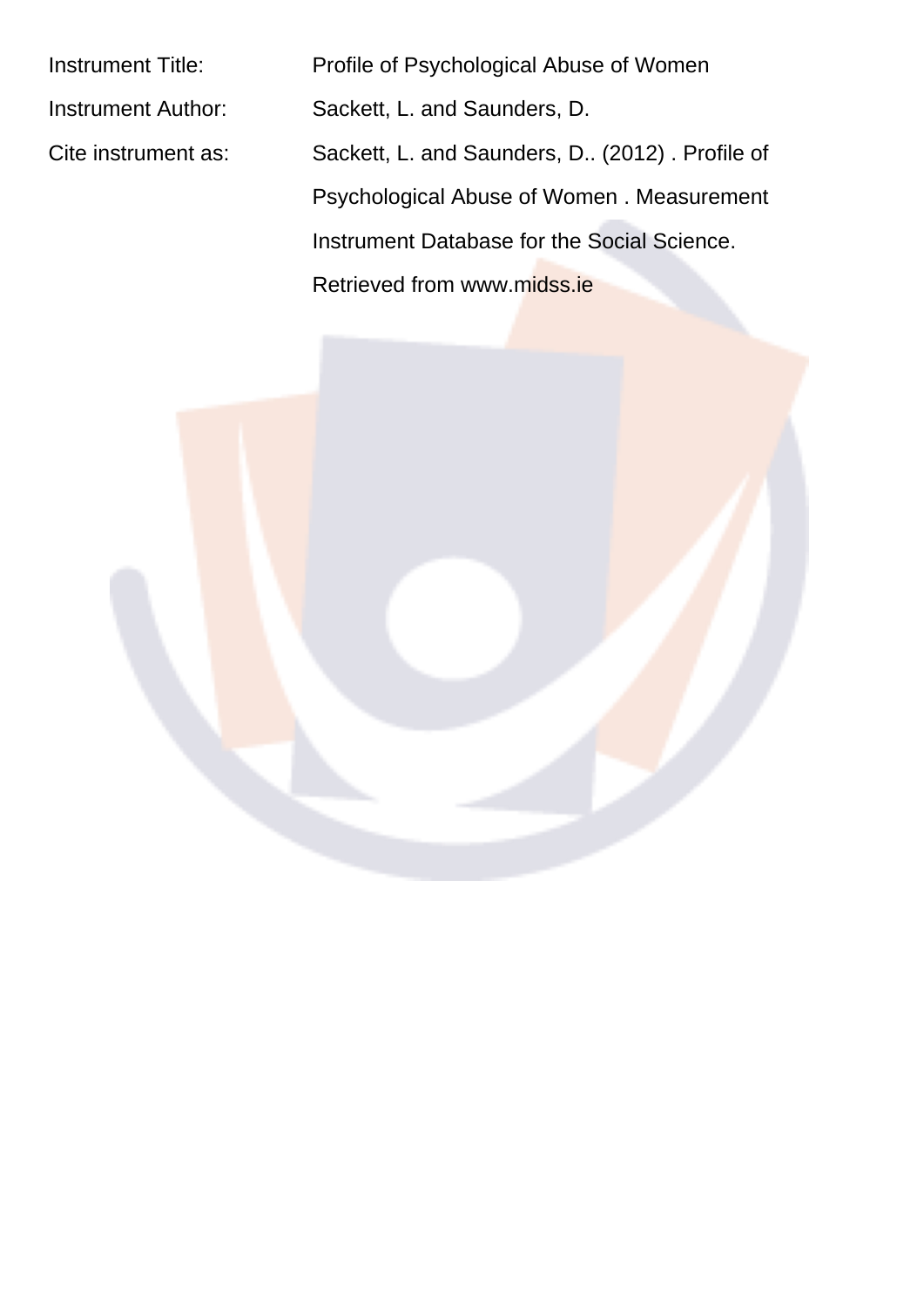Instrument Title: Profile of Psychological Abuse of Women

Instrument Author: Sackett, L. and Saunders, D.

Cite instrument as: Sackett, L. and Saunders, D.. (2012) . Profile of Psychological Abuse of Women . Measurement Instrument Database for the Social Science. Retrieved from www.midss.ie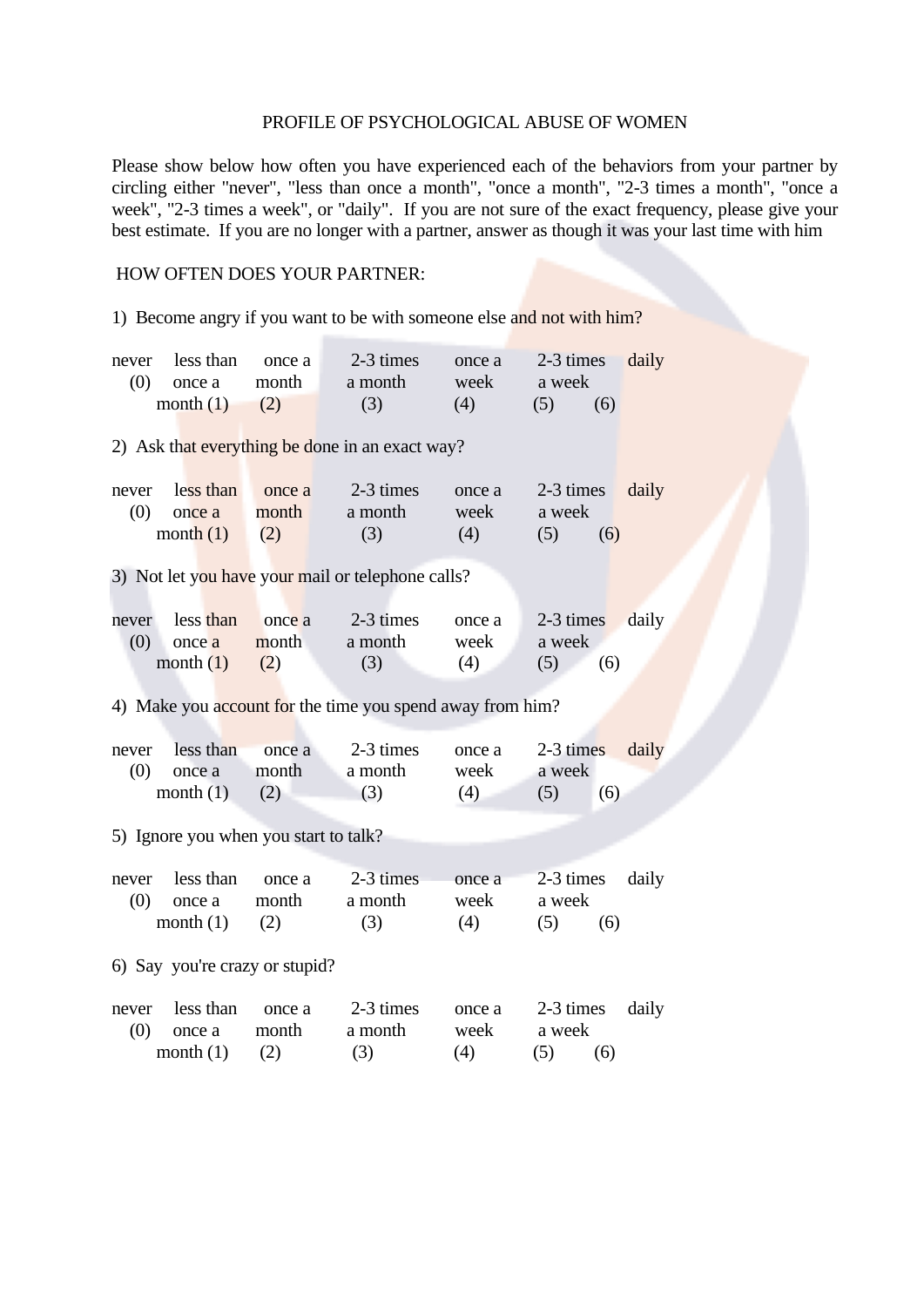PROFILE OF PSYCHOLOGICAL ABUSE OF WOMEN

Please show below how often you have experienced each of the behaviors from your partner by circling either "never", "less than once a month", "once a month", "2-3 times a month", "once a week", "2-3 times a week", or "daily". If you are not sure of the exact frequency, please give your best estimate. If you are no longer with a partner, answer as though it was your last time with him

HOW OFTEN DOES YOUR PARTNER:

1) Become angry if you want to be with someone else and not with him?

| never (0) | less than once a month (1) | once a month (2) | 2-3 times a month (3) | once a week (4) | 2-3 times a week (5) | daily (6) |
|---|---|---|---|---|---|---|

2) Ask that everything be done in an exact way?

| never (0) | less than once a month (1) | once a month (2) | 2-3 times a month (3) | once a week (4) | 2-3 times a week (5) | daily (6) |
|---|---|---|---|---|---|---|

3) Not let you have your mail or telephone calls?

| never (0) | less than once a month (1) | once a month (2) | 2-3 times a month (3) | once a week (4) | 2-3 times a week (5) | daily (6) |
|---|---|---|---|---|---|---|

4) Make you account for the time you spend away from him?

| never (0) | less than once a month (1) | once a month (2) | 2-3 times a month (3) | once a week (4) | 2-3 times a week (5) | daily (6) |
|---|---|---|---|---|---|---|

5) Ignore you when you start to talk?

| never (0) | less than once a month (1) | once a month (2) | 2-3 times a month (3) | once a week (4) | 2-3 times a week (5) | daily (6) |
|---|---|---|---|---|---|---|

6) Say you're crazy or stupid?

| never (0) | less than once a month (1) | once a month (2) | 2-3 times a month (3) | once a week (4) | 2-3 times a week (5) | daily (6) |
|---|---|---|---|---|---|---|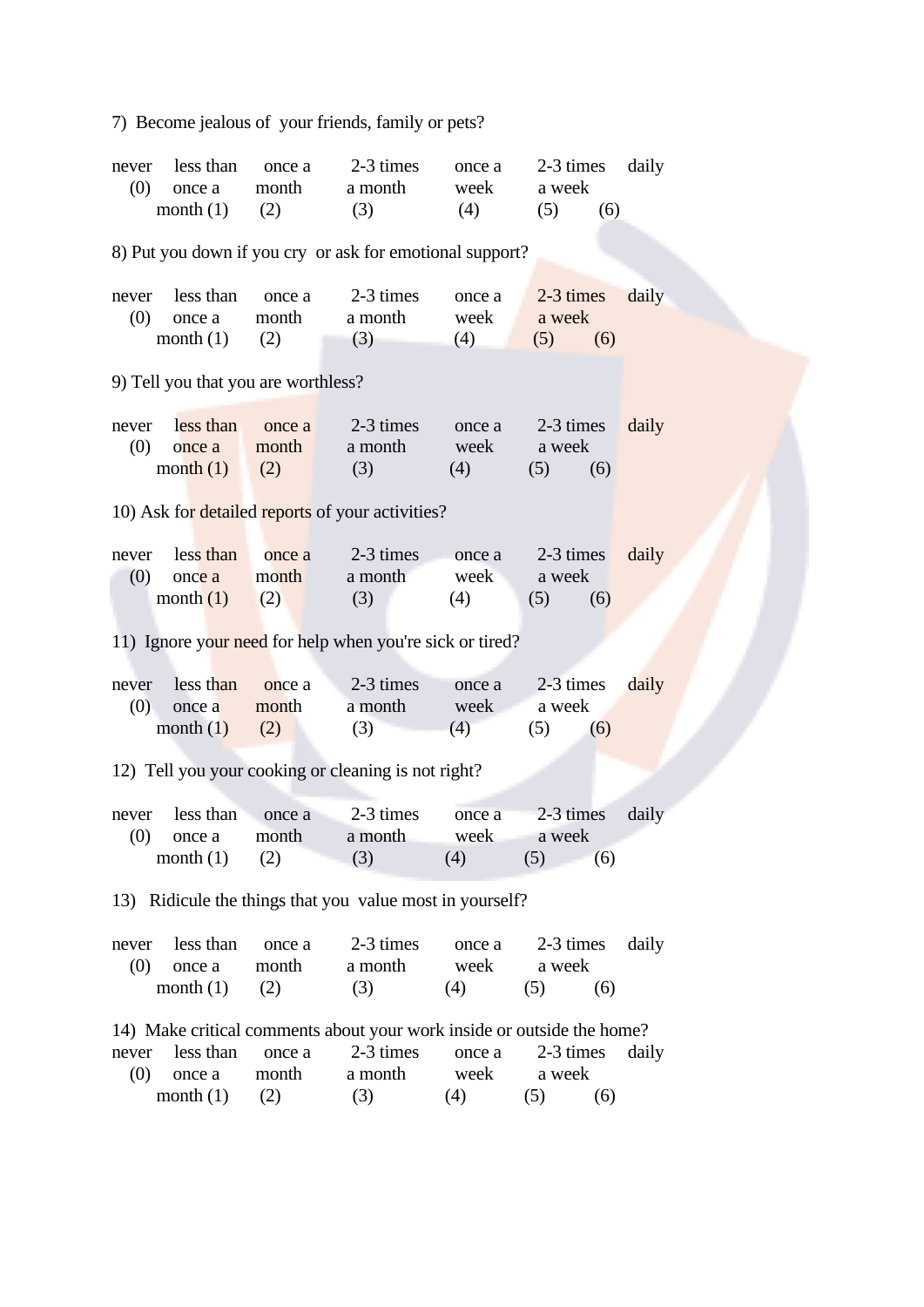7) Become jealous of your friends, family or pets?

| never (0) | less than once a month (1) | once a month (2) | 2-3 times a month (3) | once a week (4) | 2-3 times a week (5) | daily (6) |
|---|---|---|---|---|---|---|

8) Put you down if you cry or ask for emotional support?

| never (0) | less than once a month (1) | once a month (2) | 2-3 times a month (3) | once a week (4) | 2-3 times a week (5) | daily (6) |
|---|---|---|---|---|---|---|

9) Tell you that you are worthless?

| never (0) | less than once a month (1) | once a month (2) | 2-3 times a month (3) | once a week (4) | 2-3 times a week (5) | daily (6) |
|---|---|---|---|---|---|---|

10) Ask for detailed reports of your activities?

| never (0) | less than once a month (1) | once a month (2) | 2-3 times a month (3) | once a week (4) | 2-3 times a week (5) | daily (6) |
|---|---|---|---|---|---|---|

11) Ignore your need for help when you're sick or tired?

| never (0) | less than once a month (1) | once a month (2) | 2-3 times a month (3) | once a week (4) | 2-3 times a week (5) | daily (6) |
|---|---|---|---|---|---|---|

12) Tell you your cooking or cleaning is not right?

| never (0) | less than once a month (1) | once a month (2) | 2-3 times a month (3) | once a week (4) | 2-3 times a week (5) | daily (6) |
|---|---|---|---|---|---|---|

13) Ridicule the things that you value most in yourself?

| never (0) | less than once a month (1) | once a month (2) | 2-3 times a month (3) | once a week (4) | 2-3 times a week (5) | daily (6) |
|---|---|---|---|---|---|---|

14) Make critical comments about your work inside or outside the home?

| never (0) | less than once a month (1) | once a month (2) | 2-3 times a month (3) | once a week (4) | 2-3 times a week (5) | daily (6) |
|---|---|---|---|---|---|---|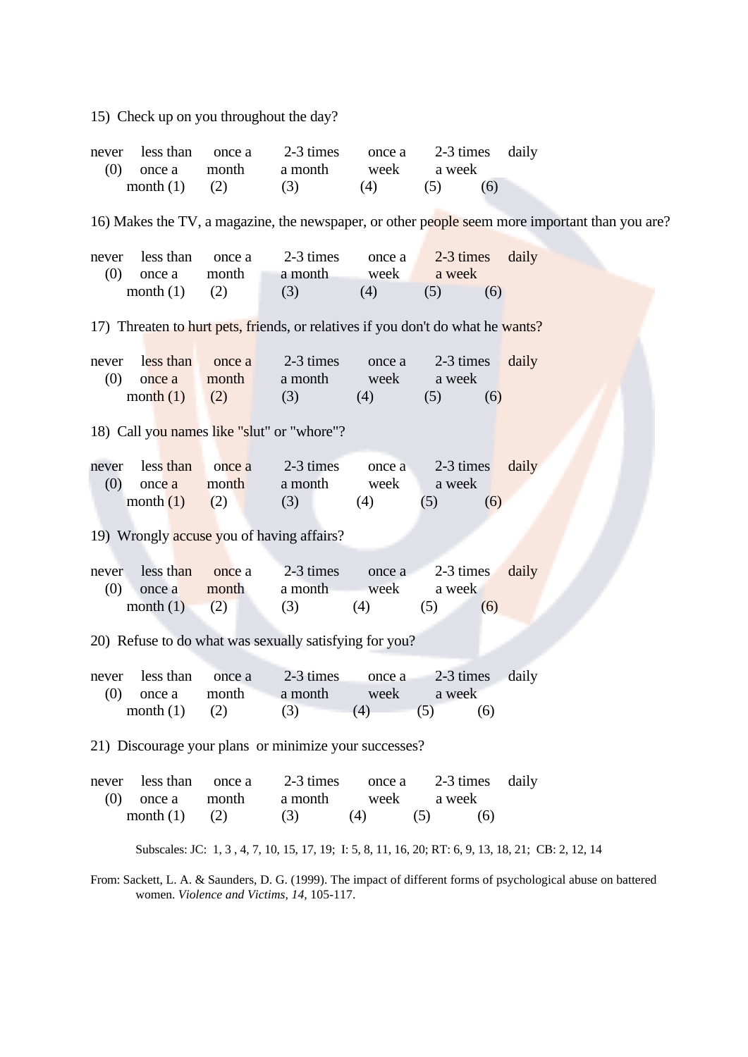15) Check up on you throughout the day?

| never (0) | less than once a month (1) | once a month (2) | 2-3 times a month (3) | once a week (4) | 2-3 times a week (5) | daily (6) |
|---|---|---|---|---|---|---|

16) Makes the TV, a magazine, the newspaper, or other people seem more important than you are?

| never (0) | less than once a month (1) | once a month (2) | 2-3 times a month (3) | once a week (4) | 2-3 times a week (5) | daily (6) |
|---|---|---|---|---|---|---|

17) Threaten to hurt pets, friends, or relatives if you don't do what he wants?

| never (0) | less than once a month (1) | once a month (2) | 2-3 times a month (3) | once a week (4) | 2-3 times a week (5) | daily (6) |
|---|---|---|---|---|---|---|

18) Call you names like "slut" or "whore"?

| never (0) | less than once a month (1) | once a month (2) | 2-3 times a month (3) | once a week (4) | 2-3 times a week (5) | daily (6) |
|---|---|---|---|---|---|---|

19) Wrongly accuse you of having affairs?

| never (0) | less than once a month (1) | once a month (2) | 2-3 times a month (3) | once a week (4) | 2-3 times a week (5) | daily (6) |
|---|---|---|---|---|---|---|

20) Refuse to do what was sexually satisfying for you?

| never (0) | less than once a month (1) | once a month (2) | 2-3 times a month (3) | once a week (4) | 2-3 times a week (5) | daily (6) |
|---|---|---|---|---|---|---|

21) Discourage your plans or minimize your successes?

| never (0) | less than once a month (1) | once a month (2) | 2-3 times a month (3) | once a week (4) | 2-3 times a week (5) | daily (6) |
|---|---|---|---|---|---|---|

Subscales: JC: 1, 3 , 4, 7, 10, 15, 17, 19; I: 5, 8, 11, 16, 20; RT: 6, 9, 13, 18, 21; CB: 2, 12, 14

From: Sackett, L. A. & Saunders, D. G. (1999). The impact of different forms of psychological abuse on battered women. *Violence and Victims, 14,* 105-117.